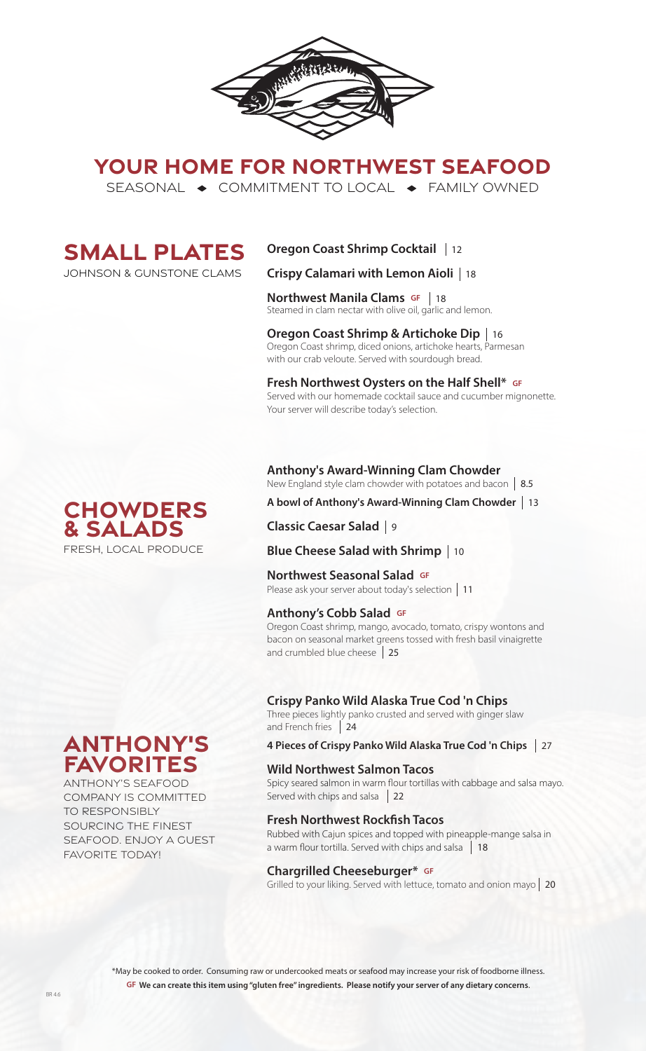# YOUR HOME FOR NORTHWEST SEAFOOD

SEASONAL ◆ COMMITMENT TO LOCAL ◆ FAMILY OWNED

## SMALL PLATES

JOHNSON & GUNSTONE CLAMS

**Oregon Coast Shrimp Cocktail** | 12

**Crispy Calamari with Lemon Aioli** | 18

**Northwest Manila Clams** GF | 18
Steamed in clam nectar with olive oil, garlic and lemon.

**Oregon Coast Shrimp & Artichoke Dip** | 16
Oregon Coast shrimp, diced onions, artichoke hearts, Parmesan with our crab veloute. Served with sourdough bread.

**Fresh Northwest Oysters on the Half Shell*** GF
Served with our homemade cocktail sauce and cucumber mignonette. Your server will describe today's selection.

## CHOWDERS & SALADS

FRESH, LOCAL PRODUCE

**Anthony's Award-Winning Clam Chowder**
New England style clam chowder with potatoes and bacon | 8.5

**A bowl of Anthony's Award-Winning Clam Chowder** | 13

**Classic Caesar Salad** | 9

**Blue Cheese Salad with Shrimp** | 10

**Northwest Seasonal Salad** GF
Please ask your server about today's selection | 11

**Anthony's Cobb Salad** GF
Oregon Coast shrimp, mango, avocado, tomato, crispy wontons and bacon on seasonal market greens tossed with fresh basil vinaigrette and crumbled blue cheese | 25

## ANTHONY'S FAVORITES

ANTHONY'S SEAFOOD COMPANY IS COMMITTED TO RESPONSIBLY SOURCING THE FINEST SEAFOOD. ENJOY A GUEST FAVORITE TODAY!

**Crispy Panko Wild Alaska True Cod 'n Chips**
Three pieces lightly panko crusted and served with ginger slaw and French fries | 24

**4 Pieces of Crispy Panko Wild Alaska True Cod 'n Chips** | 27

**Wild Northwest Salmon Tacos**
Spicy seared salmon in warm flour tortillas with cabbage and salsa mayo. Served with chips and salsa | 22

**Fresh Northwest Rockfish Tacos**
Rubbed with Cajun spices and topped with pineapple-mange salsa in a warm flour tortilla. Served with chips and salsa | 18

**Chargrilled Cheeseburger*** GF
Grilled to your liking. Served with lettuce, tomato and onion mayo | 20

*May be cooked to order. Consuming raw or undercooked meats or seafood may increase your risk of foodborne illness.

**GF We can create this item using "gluten free" ingredients. Please notify your server of any dietary concerns.**

BR 4.6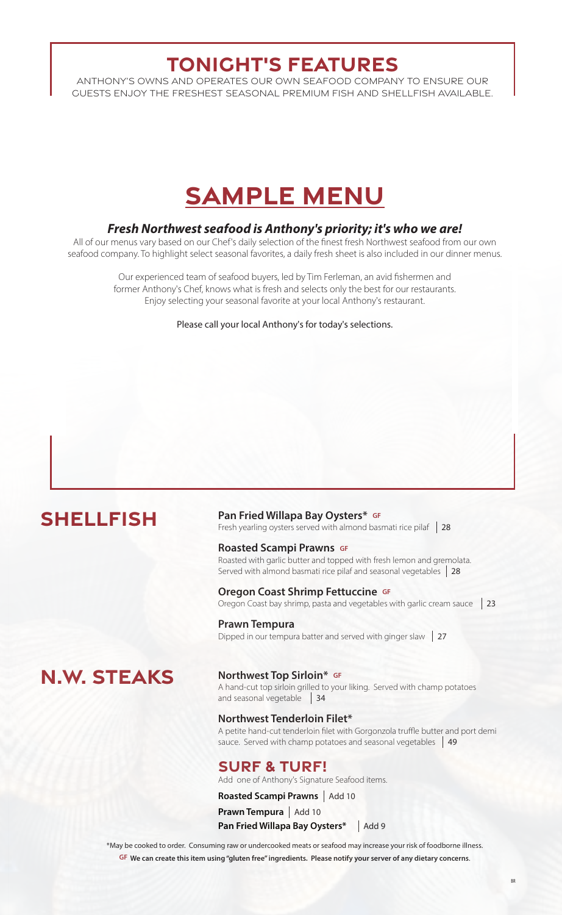# TONIGHT'S FEATURES

ANTHONY'S OWNS AND OPERATES OUR OWN SEAFOOD COMPANY TO ENSURE OUR GUESTS ENJOY THE FRESHEST SEASONAL PREMIUM FISH AND SHELLFISH AVAILABLE.

# SAMPLE MENU

***Fresh Northwest seafood is Anthony's priority; it's who we are!***

All of our menus vary based on our Chef's daily selection of the finest fresh Northwest seafood from our own seafood company. To highlight select seasonal favorites, a daily fresh sheet is also included in our dinner menus.

Our experienced team of seafood buyers, led by Tim Ferleman, an avid fishermen and former Anthony's Chef, knows what is fresh and selects only the best for our restaurants. Enjoy selecting your seasonal favorite at your local Anthony's restaurant.

Please call your local Anthony's for today's selections.

## SHELLFISH

**Pan Fried Willapa Bay Oysters\*** GF
Fresh yearling oysters served with almond basmati rice pilaf | 28

**Roasted Scampi Prawns** GF
Roasted with garlic butter and topped with fresh lemon and gremolata. Served with almond basmati rice pilaf and seasonal vegetables | 28

**Oregon Coast Shrimp Fettuccine** GF
Oregon Coast bay shrimp, pasta and vegetables with garlic cream sauce | 23

**Prawn Tempura**
Dipped in our tempura batter and served with ginger slaw | 27

## N.W. STEAKS

**Northwest Top Sirloin\*** GF
A hand-cut top sirloin grilled to your liking. Served with champ potatoes and seasonal vegetable | 34

**Northwest Tenderloin Filet\***
A petite hand-cut tenderloin filet with Gorgonzola truffle butter and port demi sauce. Served with champ potatoes and seasonal vegetables | 49

### SURF & TURF!

Add one of Anthony's Signature Seafood items.

**Roasted Scampi Prawns** | Add 10

**Prawn Tempura** | Add 10

**Pan Fried Willapa Bay Oysters\*** | Add 9

\*May be cooked to order. Consuming raw or undercooked meats or seafood may increase your risk of foodborne illness.

GF **We can create this item using "gluten free" ingredients. Please notify your server of any dietary concerns.**

BR